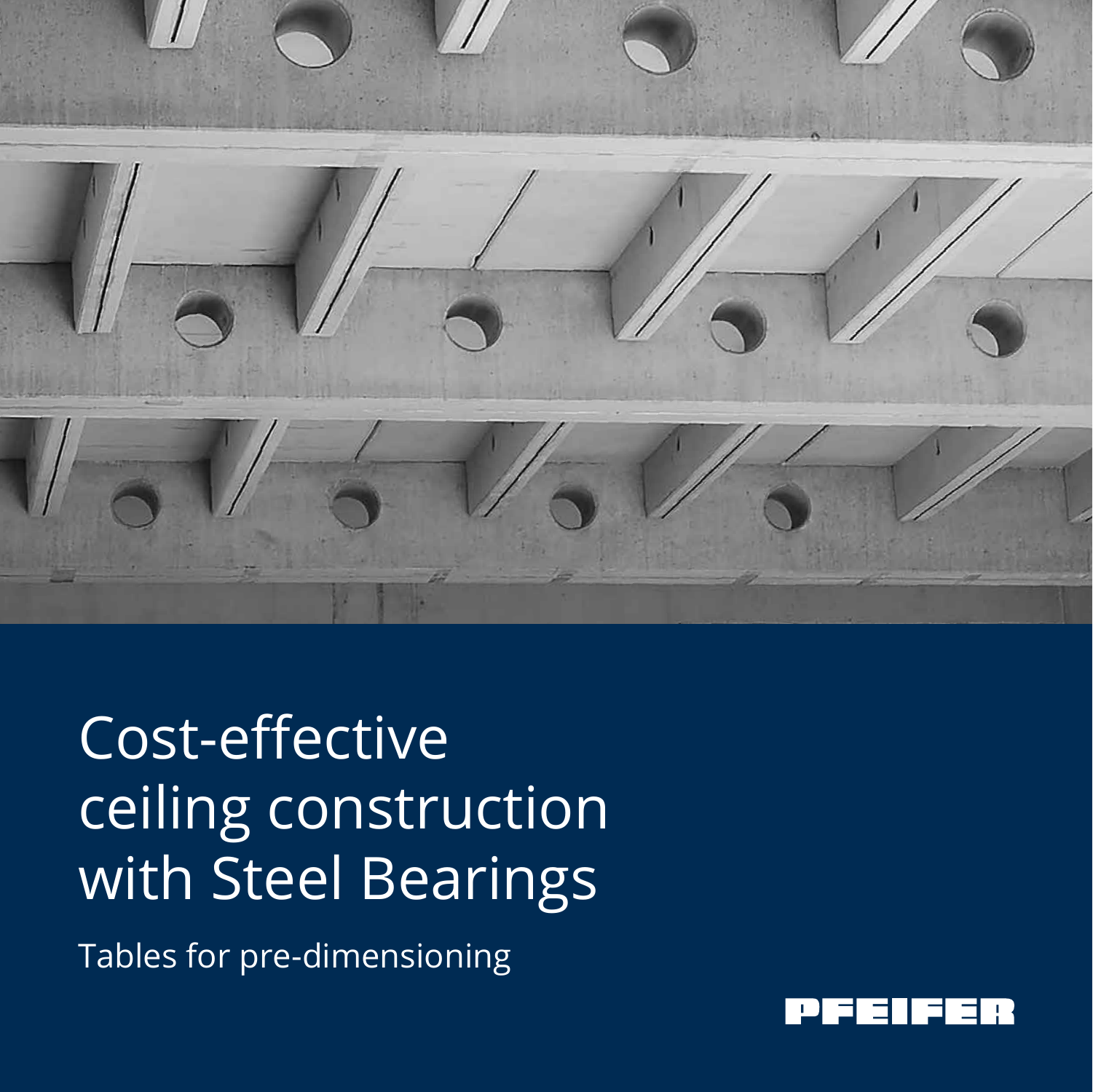# Cost-effective ceiling construction with Steel Bearings

Tables for pre-dimensioning

PFEIFER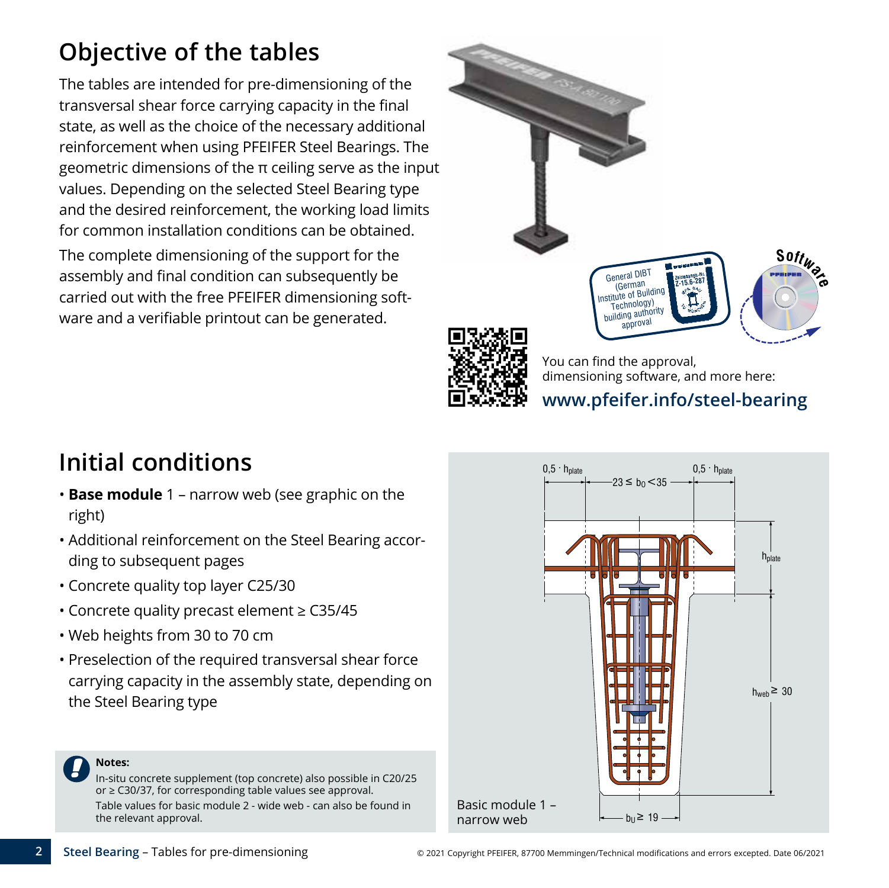# Objective of the tables

The tables are intended for pre-dimensioning of the transversal shear force carrying capacity in the final state, as well as the choice of the necessary additional reinforcement when using PFEIFER Steel Bearings. The geometric dimensions of the π ceiling serve as the input values. Depending on the selected Steel Bearing type and the desired reinforcement, the working load limits for common installation conditions can be obtained.

The complete dimensioning of the support for the assembly and final condition can subsequently be carried out with the free PFEIFER dimensioning software and a verifiable printout can be generated.

General DIBT (German Institute of Building Technology) building authority approval

You can find the approval, dimensioning software, and more here:

**www.pfeifer.info/steel-bearing**

# Initial conditions

- **Base module** 1 – narrow web (see graphic on the right)
- Additional reinforcement on the Steel Bearing according to subsequent pages
- Concrete quality top layer C25/30
- Concrete quality precast element ≥ C35/45
- Web heights from 30 to 70 cm
- Preselection of the required transversal shear force carrying capacity in the assembly state, depending on the Steel Bearing type

**Notes:**

In-situ concrete supplement (top concrete) also possible in C20/25 or ≥ C30/37, for corresponding table values see approval.

Table values for basic module 2 - wide web - can also be found in the relevant approval.

$0{,}5 \cdot h_{plate}$ — $23 \leq b_0 < 35$ — $0{,}5 \cdot h_{plate}$

$h_{plate}$

$h_{web} \geq 30$

$b_U \geq 19$

Basic module 1 – narrow web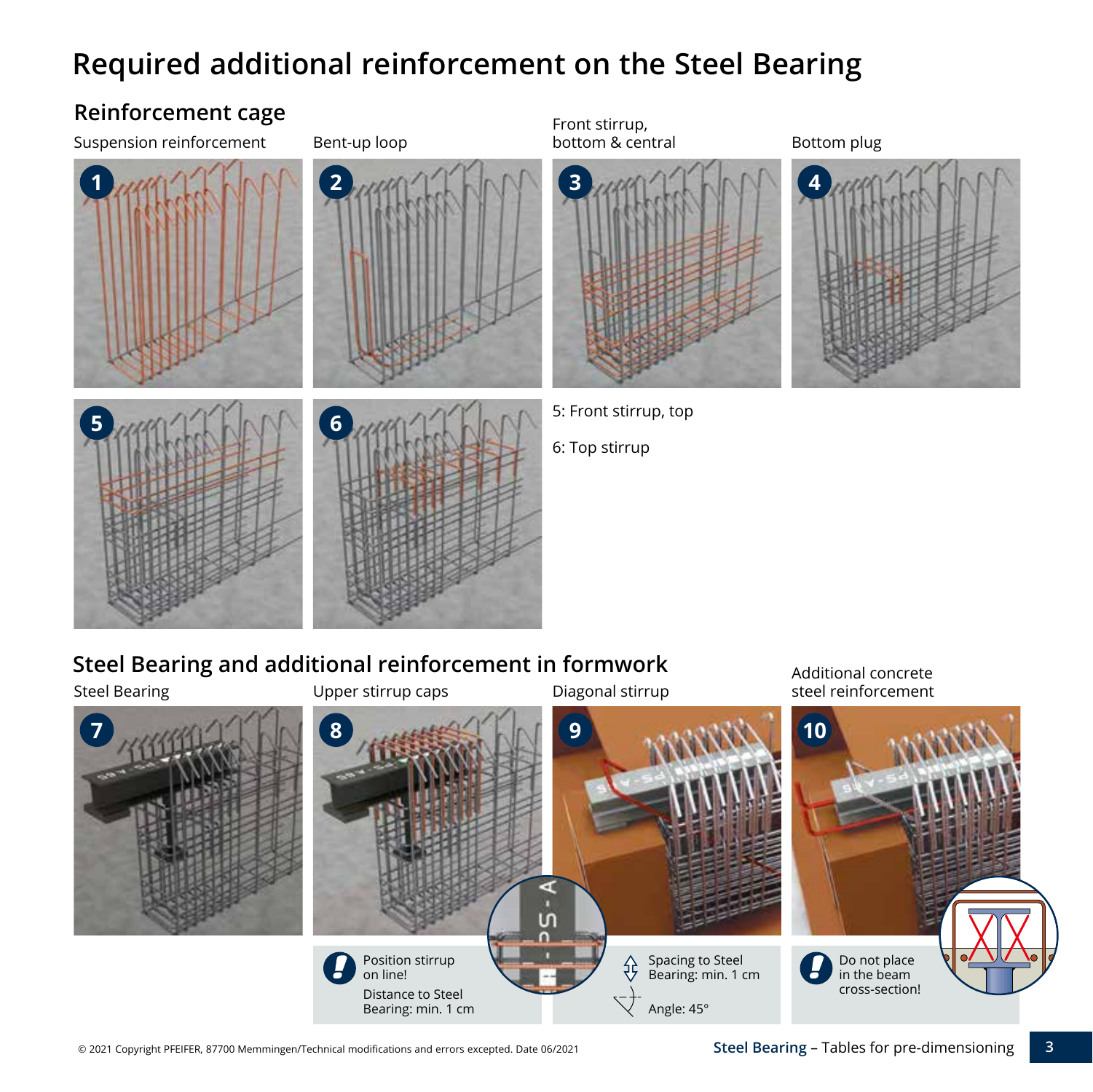# Required additional reinforcement on the Steel Bearing

## Reinforcement cage

Suspension reinforcement

1

Bent-up loop

2

Front stirrup, bottom & central

3

Bottom plug

4

5

6

5: Front stirrup, top

6: Top stirrup

## Steel Bearing and additional reinforcement in formwork

Steel Bearing

7

Upper stirrup caps

8

Position stirrup on line!

Distance to Steel Bearing: min. 1 cm

Diagonal stirrup

9

Spacing to Steel Bearing: min. 1 cm

Angle: 45°

Additional concrete steel reinforcement

10

Do not place in the beam cross-section!

© 2021 Copyright PFEIFER, 87700 Memmingen/Technical modifications and errors excepted. Date 06/2021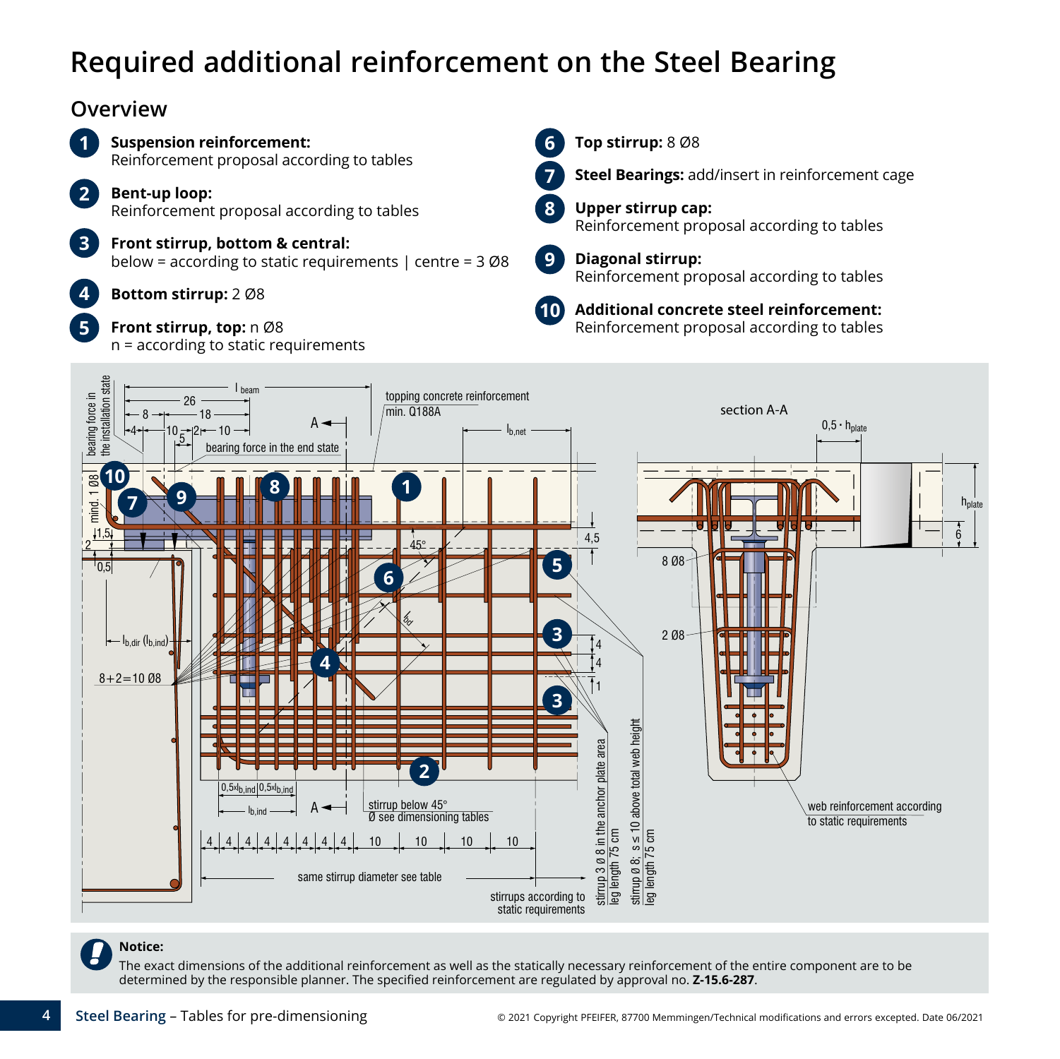# Required additional reinforcement on the Steel Bearing

## Overview

1. **Suspension reinforcement:**
   Reinforcement proposal according to tables
2. **Bent-up loop:**
   Reinforcement proposal according to tables
3. **Front stirrup, bottom & central:**
   below = according to static requirements | centre = 3 Ø8
4. **Bottom stirrup:** 2 Ø8
5. **Front stirrup, top:** n Ø8
   n = according to static requirements
6. **Top stirrup:** 8 Ø8
7. **Steel Bearings:** add/insert in reinforcement cage
8. **Upper stirrup cap:**
   Reinforcement proposal according to tables
9. **Diagonal stirrup:**
   Reinforcement proposal according to tables
10. **Additional concrete steel reinforcement:**
    Reinforcement proposal according to tables

**Notice:**
The exact dimensions of the additional reinforcement as well as the statically necessary reinforcement of the entire component are to be determined by the responsible planner. The specified reinforcement are regulated by approval no. **Z-15.6-287**.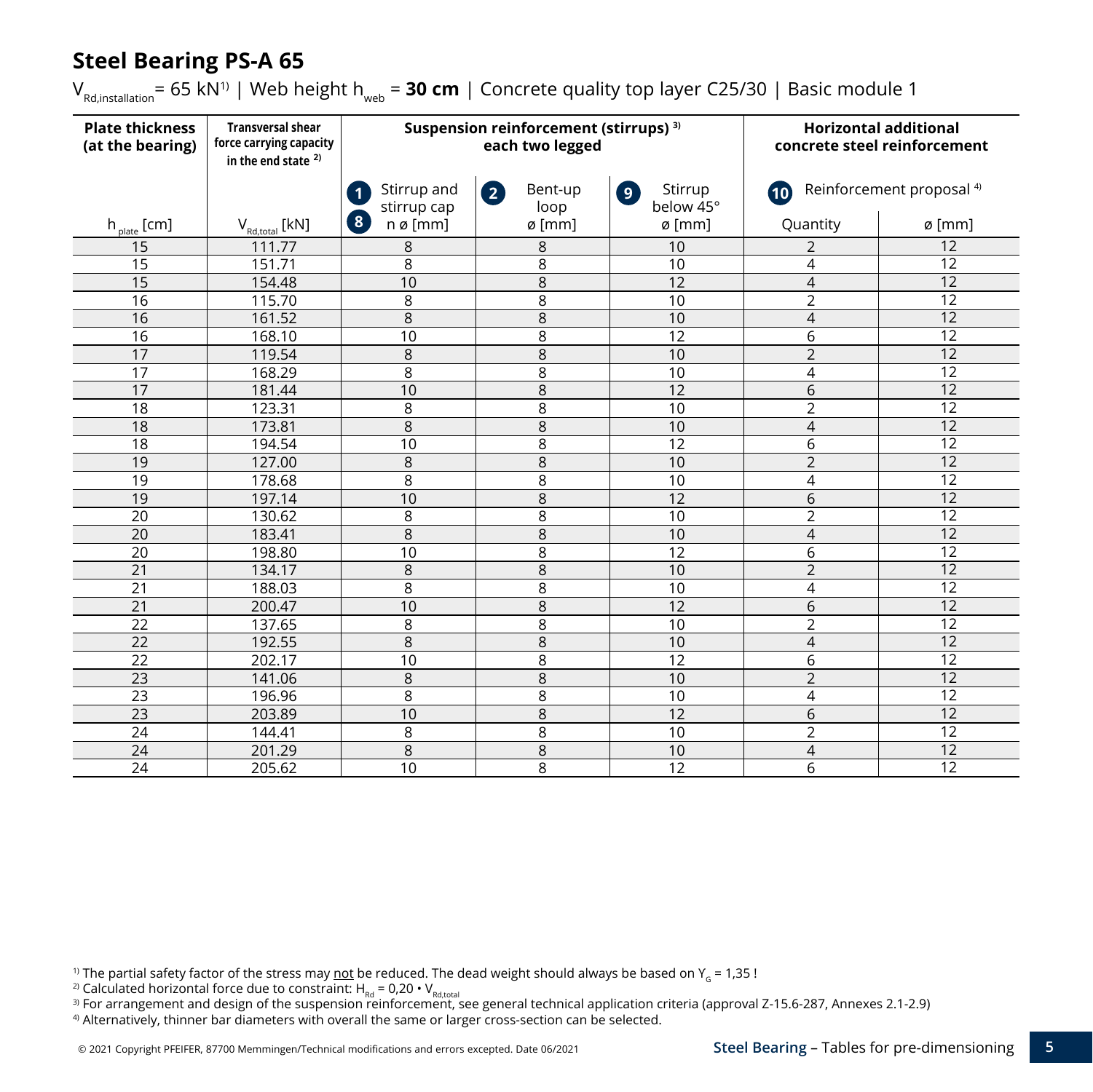# Steel Bearing PS-A 65

$V_{Rd,installation}$ = 65 kN[1] | Web height $h_{web}$ = **30 cm** | Concrete quality top layer C25/30 | Basic module 1

| **Plate thickness (at the bearing)** | **Transversal shear force carrying capacity in the end state** [2] | **Suspension reinforcement (stirrups)** [3] **each two legged** | | | **Horizontal additional concrete steel reinforcement** | |
|---|---|---|---|---|---|---|
| | | 1 Stirrup and stirrup cap 8 | 2 Bent-up loop | 9 Stirrup below 45° | 10 Reinforcement proposal [4] | |
| $h_{plate}$ [cm] | $V_{Rd,total}$ [kN] | n ø [mm] | ø [mm] | ø [mm] | Quantity | ø [mm] |
| 15 | 111.77 | 8 | 8 | 10 | 2 | 12 |
| 15 | 151.71 | 8 | 8 | 10 | 4 | 12 |
| 15 | 154.48 | 10 | 8 | 12 | 4 | 12 |
| 16 | 115.70 | 8 | 8 | 10 | 2 | 12 |
| 16 | 161.52 | 8 | 8 | 10 | 4 | 12 |
| 16 | 168.10 | 10 | 8 | 12 | 6 | 12 |
| 17 | 119.54 | 8 | 8 | 10 | 2 | 12 |
| 17 | 168.29 | 8 | 8 | 10 | 4 | 12 |
| 17 | 181.44 | 10 | 8 | 12 | 6 | 12 |
| 18 | 123.31 | 8 | 8 | 10 | 2 | 12 |
| 18 | 173.81 | 8 | 8 | 10 | 4 | 12 |
| 18 | 194.54 | 10 | 8 | 12 | 6 | 12 |
| 19 | 127.00 | 8 | 8 | 10 | 2 | 12 |
| 19 | 178.68 | 8 | 8 | 10 | 4 | 12 |
| 19 | 197.14 | 10 | 8 | 12 | 6 | 12 |
| 20 | 130.62 | 8 | 8 | 10 | 2 | 12 |
| 20 | 183.41 | 8 | 8 | 10 | 4 | 12 |
| 20 | 198.80 | 10 | 8 | 12 | 6 | 12 |
| 21 | 134.17 | 8 | 8 | 10 | 2 | 12 |
| 21 | 188.03 | 8 | 8 | 10 | 4 | 12 |
| 21 | 200.47 | 10 | 8 | 12 | 6 | 12 |
| 22 | 137.65 | 8 | 8 | 10 | 2 | 12 |
| 22 | 192.55 | 8 | 8 | 10 | 4 | 12 |
| 22 | 202.17 | 10 | 8 | 12 | 6 | 12 |
| 23 | 141.06 | 8 | 8 | 10 | 2 | 12 |
| 23 | 196.96 | 8 | 8 | 10 | 4 | 12 |
| 23 | 203.89 | 10 | 8 | 12 | 6 | 12 |
| 24 | 144.41 | 8 | 8 | 10 | 2 | 12 |
| 24 | 201.29 | 8 | 8 | 10 | 4 | 12 |
| 24 | 205.62 | 10 | 8 | 12 | 6 | 12 |

[1] The partial safety factor of the stress may not be reduced. The dead weight should always be based on $\gamma_G$ = 1,35 !
[2] Calculated horizontal force due to constraint: $H_{Rd} = 0{,}20 \cdot V_{Rd,total}$
[3] For arrangement and design of the suspension reinforcement, see general technical application criteria (approval Z-15.6-287, Annexes 2.1-2.9)
[4] Alternatively, thinner bar diameters with overall the same or larger cross-section can be selected.

© 2021 Copyright PFEIFER, 87700 Memmingen/Technical modifications and errors excepted. Date 06/2021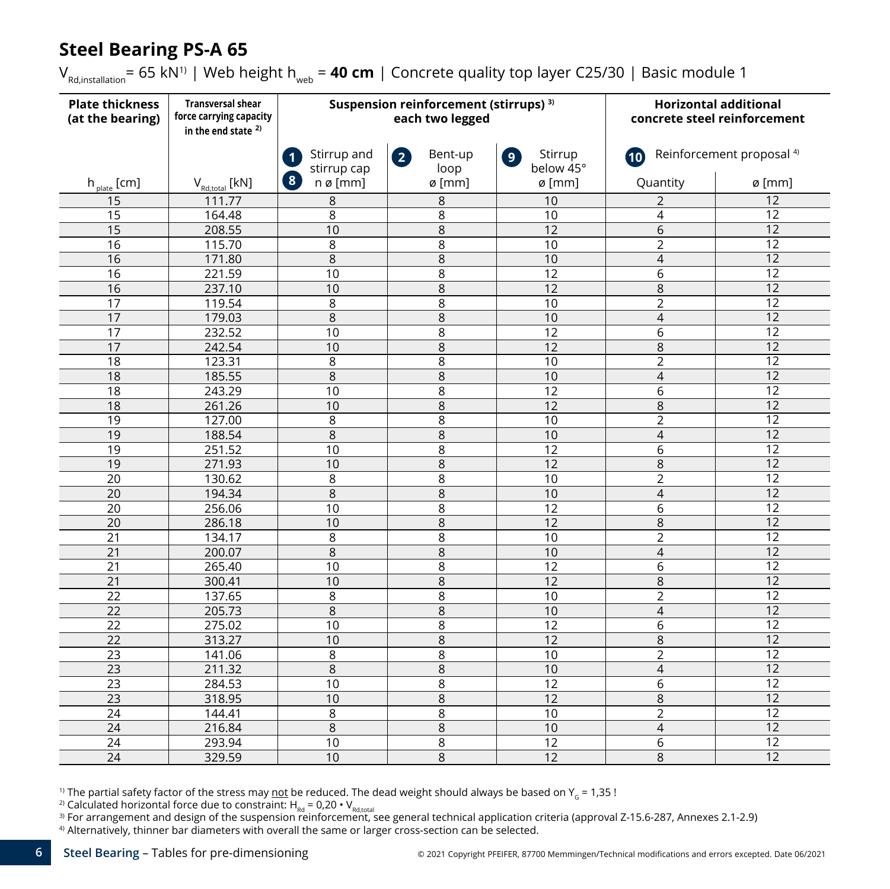# Steel Bearing PS-A 65

$V_{Rd,installation}$ = 65 kN[1) | Web height $h_{web}$ = **40 cm** | Concrete quality top layer C25/30 | Basic module 1

| Plate thickness (at the bearing) | Transversal shear force carrying capacity in the end state [2)] | Suspension reinforcement (stirrups) [3)] each two legged | | | Horizontal additional concrete steel reinforcement | |
|---|---|---|---|---|---|---|
| | | 1 Stirrup and stirrup cap 8 | 2 Bent-up loop | 9 Stirrup below 45° | 10 Reinforcement proposal [4)] | |
| $h_{plate}$ [cm] | $V_{Rd,total}$ [kN] | n ø [mm] | ø [mm] | ø [mm] | Quantity | ø [mm] |
| 15 | 111.77 | 8 | 8 | 10 | 2 | 12 |
| 15 | 164.48 | 8 | 8 | 10 | 4 | 12 |
| 15 | 208.55 | 10 | 8 | 12 | 6 | 12 |
| 16 | 115.70 | 8 | 8 | 10 | 2 | 12 |
| 16 | 171.80 | 8 | 8 | 10 | 4 | 12 |
| 16 | 221.59 | 10 | 8 | 12 | 6 | 12 |
| 16 | 237.10 | 10 | 8 | 12 | 8 | 12 |
| 17 | 119.54 | 8 | 8 | 10 | 2 | 12 |
| 17 | 179.03 | 8 | 8 | 10 | 4 | 12 |
| 17 | 232.52 | 10 | 8 | 12 | 6 | 12 |
| 17 | 242.54 | 10 | 8 | 12 | 8 | 12 |
| 18 | 123.31 | 8 | 8 | 10 | 2 | 12 |
| 18 | 185.55 | 8 | 8 | 10 | 4 | 12 |
| 18 | 243.29 | 10 | 8 | 12 | 6 | 12 |
| 18 | 261.26 | 10 | 8 | 12 | 8 | 12 |
| 19 | 127.00 | 8 | 8 | 10 | 2 | 12 |
| 19 | 188.54 | 8 | 8 | 10 | 4 | 12 |
| 19 | 251.52 | 10 | 8 | 12 | 6 | 12 |
| 19 | 271.93 | 10 | 8 | 12 | 8 | 12 |
| 20 | 130.62 | 8 | 8 | 10 | 2 | 12 |
| 20 | 194.34 | 8 | 8 | 10 | 4 | 12 |
| 20 | 256.06 | 10 | 8 | 12 | 6 | 12 |
| 20 | 286.18 | 10 | 8 | 12 | 8 | 12 |
| 21 | 134.17 | 8 | 8 | 10 | 2 | 12 |
| 21 | 200.07 | 8 | 8 | 10 | 4 | 12 |
| 21 | 265.40 | 10 | 8 | 12 | 6 | 12 |
| 21 | 300.41 | 10 | 8 | 12 | 8 | 12 |
| 22 | 137.65 | 8 | 8 | 10 | 2 | 12 |
| 22 | 205.73 | 8 | 8 | 10 | 4 | 12 |
| 22 | 275.02 | 10 | 8 | 12 | 6 | 12 |
| 22 | 313.27 | 10 | 8 | 12 | 8 | 12 |
| 23 | 141.06 | 8 | 8 | 10 | 2 | 12 |
| 23 | 211.32 | 8 | 8 | 10 | 4 | 12 |
| 23 | 284.53 | 10 | 8 | 12 | 6 | 12 |
| 23 | 318.95 | 10 | 8 | 12 | 8 | 12 |
| 24 | 144.41 | 8 | 8 | 10 | 2 | 12 |
| 24 | 216.84 | 8 | 8 | 10 | 4 | 12 |
| 24 | 293.94 | 10 | 8 | 12 | 6 | 12 |
| 24 | 329.59 | 10 | 8 | 12 | 8 | 12 |

[1)] The partial safety factor of the stress may not be reduced. The dead weight should always be based on $\gamma_G$ = 1,35 !

[2)] Calculated horizontal force due to constraint: $H_{Rd} = 0{,}20 \cdot V_{Rd,total}$

[3)] For arrangement and design of the suspension reinforcement, see general technical application criteria (approval Z-15.6-287, Annexes 2.1-2.9)

[4)] Alternatively, thinner bar diameters with overall the same or larger cross-section can be selected.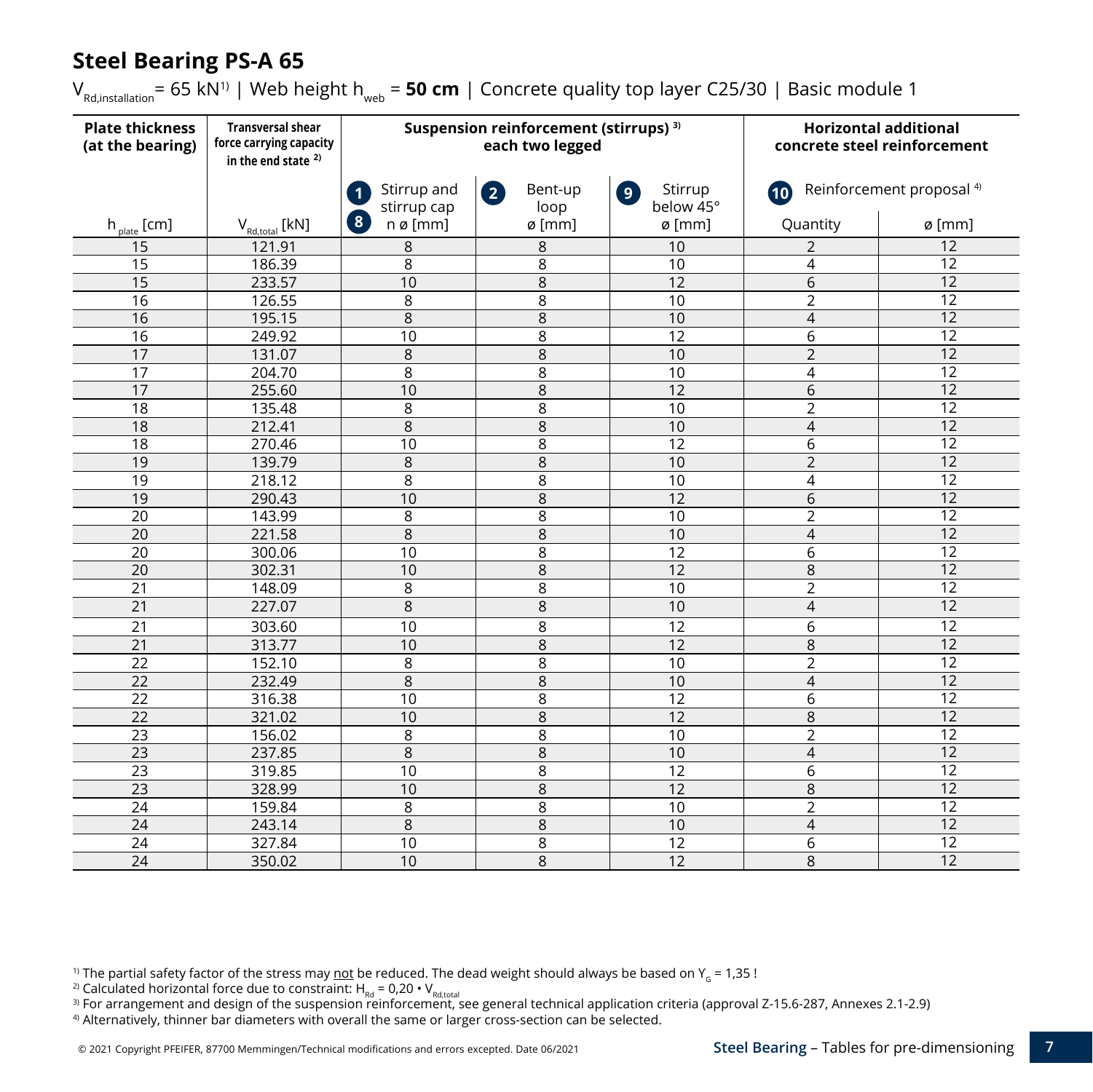# Steel Bearing PS-A 65

$V_{Rd,installation}$ = 65 kN[1) ] | Web height $h_{web}$ = **50 cm** | Concrete quality top layer C25/30 | Basic module 1

| **Plate thickness (at the bearing)** | **Transversal shear force carrying capacity in the end state** [2)] | **Suspension reinforcement (stirrups)** [3)] **each two legged** | | | **Horizontal additional concrete steel reinforcement** | |
|---|---|---|---|---|---|---|
| | | 1 Stirrup and 8 stirrup cap | 2 Bent-up loop | 9 Stirrup below 45° | 10 Reinforcement proposal [4)] | |
| $h_{plate}$ [cm] | $V_{Rd,total}$ [kN] | n ø [mm] | ø [mm] | ø [mm] | Quantity | ø [mm] |
| 15 | 121.91 | 8 | 8 | 10 | 2 | 12 |
| 15 | 186.39 | 8 | 8 | 10 | 4 | 12 |
| 15 | 233.57 | 10 | 8 | 12 | 6 | 12 |
| 16 | 126.55 | 8 | 8 | 10 | 2 | 12 |
| 16 | 195.15 | 8 | 8 | 10 | 4 | 12 |
| 16 | 249.92 | 10 | 8 | 12 | 6 | 12 |
| 17 | 131.07 | 8 | 8 | 10 | 2 | 12 |
| 17 | 204.70 | 8 | 8 | 10 | 4 | 12 |
| 17 | 255.60 | 10 | 8 | 12 | 6 | 12 |
| 18 | 135.48 | 8 | 8 | 10 | 2 | 12 |
| 18 | 212.41 | 8 | 8 | 10 | 4 | 12 |
| 18 | 270.46 | 10 | 8 | 12 | 6 | 12 |
| 19 | 139.79 | 8 | 8 | 10 | 2 | 12 |
| 19 | 218.12 | 8 | 8 | 10 | 4 | 12 |
| 19 | 290.43 | 10 | 8 | 12 | 6 | 12 |
| 20 | 143.99 | 8 | 8 | 10 | 2 | 12 |
| 20 | 221.58 | 8 | 8 | 10 | 4 | 12 |
| 20 | 300.06 | 10 | 8 | 12 | 6 | 12 |
| 20 | 302.31 | 10 | 8 | 12 | 8 | 12 |
| 21 | 148.09 | 8 | 8 | 10 | 2 | 12 |
| 21 | 227.07 | 8 | 8 | 10 | 4 | 12 |
| 21 | 303.60 | 10 | 8 | 12 | 6 | 12 |
| 21 | 313.77 | 10 | 8 | 12 | 8 | 12 |
| 22 | 152.10 | 8 | 8 | 10 | 2 | 12 |
| 22 | 232.49 | 8 | 8 | 10 | 4 | 12 |
| 22 | 316.38 | 10 | 8 | 12 | 6 | 12 |
| 22 | 321.02 | 10 | 8 | 12 | 8 | 12 |
| 23 | 156.02 | 8 | 8 | 10 | 2 | 12 |
| 23 | 237.85 | 8 | 8 | 10 | 4 | 12 |
| 23 | 319.85 | 10 | 8 | 12 | 6 | 12 |
| 23 | 328.99 | 10 | 8 | 12 | 8 | 12 |
| 24 | 159.84 | 8 | 8 | 10 | 2 | 12 |
| 24 | 243.14 | 8 | 8 | 10 | 4 | 12 |
| 24 | 327.84 | 10 | 8 | 12 | 6 | 12 |
| 24 | 350.02 | 10 | 8 | 12 | 8 | 12 |

[1)] The partial safety factor of the stress may not be reduced. The dead weight should always be based on $\gamma_G$ = 1,35 !
[2)] Calculated horizontal force due to constraint: $H_{Rd} = 0{,}20 \cdot V_{Rd,total}$
[3)] For arrangement and design of the suspension reinforcement, see general technical application criteria (approval Z-15.6-287, Annexes 2.1-2.9)
[4)] Alternatively, thinner bar diameters with overall the same or larger cross-section can be selected.

© 2021 Copyright PFEIFER, 87700 Memmingen/Technical modifications and errors excepted. Date 06/2021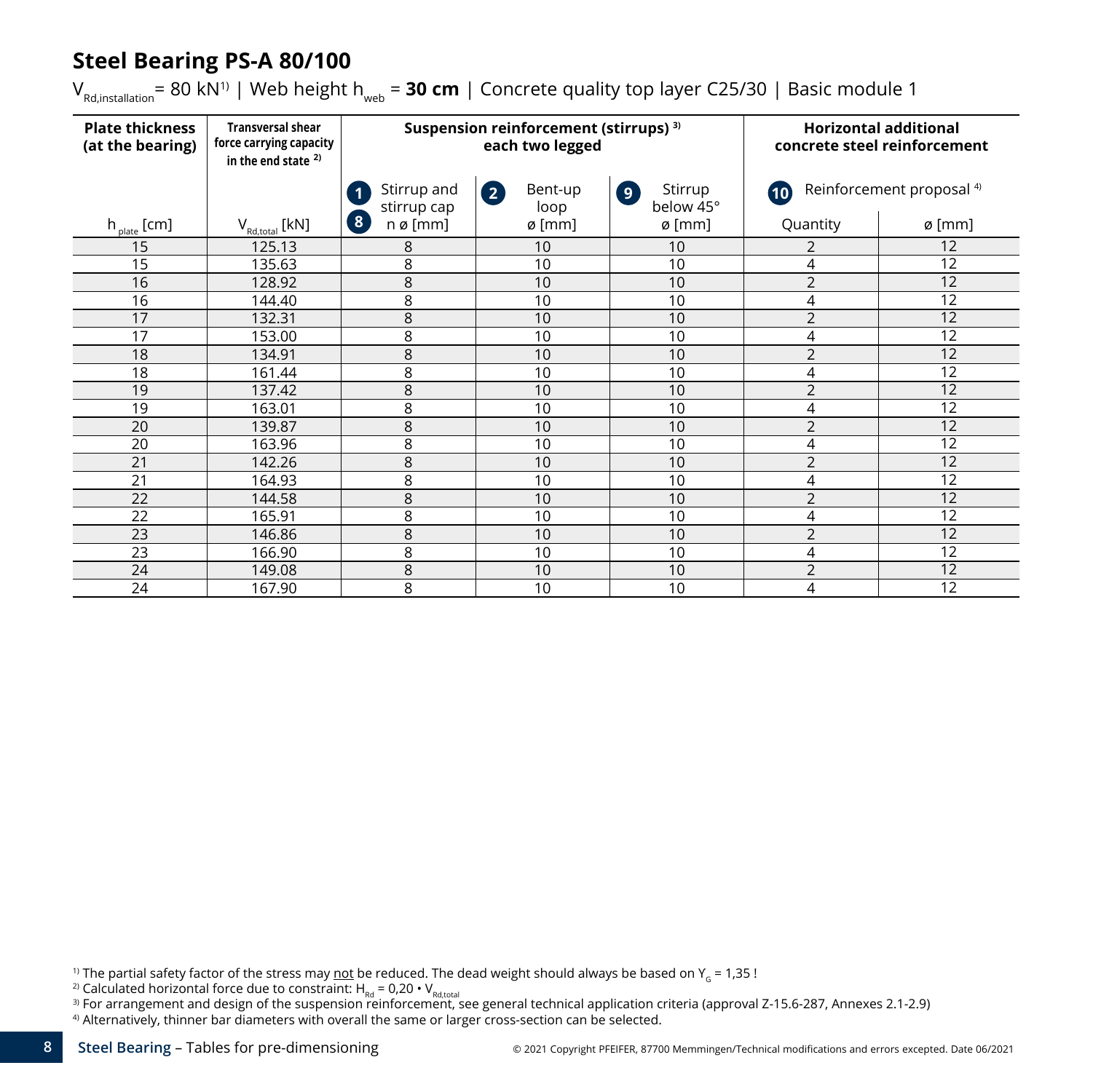## Steel Bearing PS-A 80/100

$V_{Rd,installation}$ = 80 kN[1] | Web height $h_{web}$ = **30 cm** | Concrete quality top layer C25/30 | Basic module 1

| **Plate thickness (at the bearing)** | **Transversal shear force carrying capacity in the end state** [2] | **Suspension reinforcement (stirrups)** [3] **each two legged** | | | **Horizontal additional concrete steel reinforcement** | |
|---|---|---|---|---|---|---|
| | | (1) Stirrup and stirrup cap (8) | (2) Bent-up loop | (9) Stirrup below 45° | (10) Reinforcement proposal [4] | |
| $h_{plate}$ [cm] | $V_{Rd,total}$ [kN] | n ø [mm] | ø [mm] | ø [mm] | Quantity | ø [mm] |
| 15 | 125.13 | 8 | 10 | 10 | 2 | 12 |
| 15 | 135.63 | 8 | 10 | 10 | 4 | 12 |
| 16 | 128.92 | 8 | 10 | 10 | 2 | 12 |
| 16 | 144.40 | 8 | 10 | 10 | 4 | 12 |
| 17 | 132.31 | 8 | 10 | 10 | 2 | 12 |
| 17 | 153.00 | 8 | 10 | 10 | 4 | 12 |
| 18 | 134.91 | 8 | 10 | 10 | 2 | 12 |
| 18 | 161.44 | 8 | 10 | 10 | 4 | 12 |
| 19 | 137.42 | 8 | 10 | 10 | 2 | 12 |
| 19 | 163.01 | 8 | 10 | 10 | 4 | 12 |
| 20 | 139.87 | 8 | 10 | 10 | 2 | 12 |
| 20 | 163.96 | 8 | 10 | 10 | 4 | 12 |
| 21 | 142.26 | 8 | 10 | 10 | 2 | 12 |
| 21 | 164.93 | 8 | 10 | 10 | 4 | 12 |
| 22 | 144.58 | 8 | 10 | 10 | 2 | 12 |
| 22 | 165.91 | 8 | 10 | 10 | 4 | 12 |
| 23 | 146.86 | 8 | 10 | 10 | 2 | 12 |
| 23 | 166.90 | 8 | 10 | 10 | 4 | 12 |
| 24 | 149.08 | 8 | 10 | 10 | 2 | 12 |
| 24 | 167.90 | 8 | 10 | 10 | 4 | 12 |

[1] The partial safety factor of the stress may not be reduced. The dead weight should always be based on $\gamma_G$ = 1,35 !

[2] Calculated horizontal force due to constraint: $H_{Rd} = 0,20 \cdot V_{Rd,total}$

[3] For arrangement and design of the suspension reinforcement, see general technical application criteria (approval Z-15.6-287, Annexes 2.1-2.9)

[4] Alternatively, thinner bar diameters with overall the same or larger cross-section can be selected.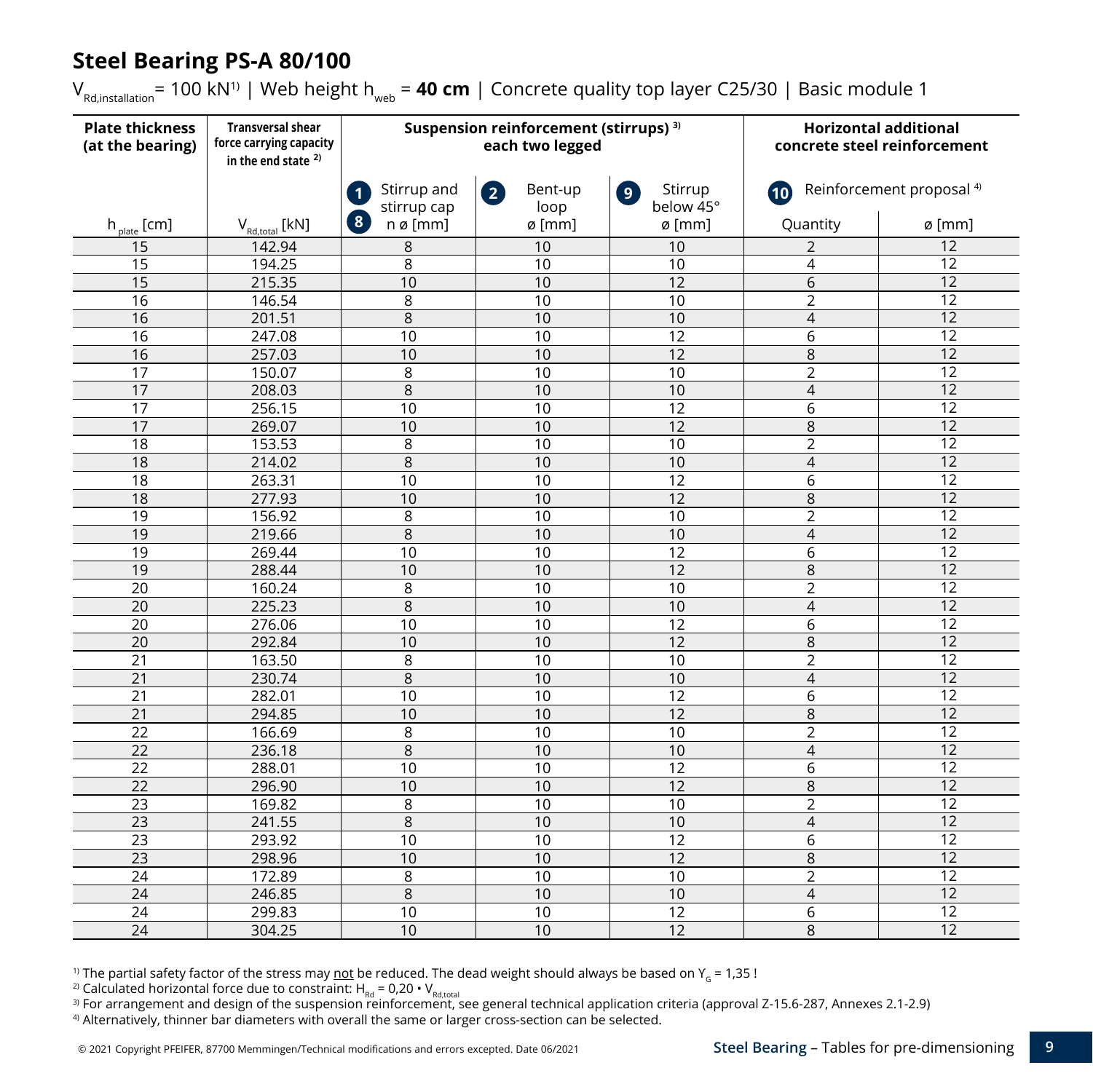# Steel Bearing PS-A 80/100

$V_{Rd,installation}$ = 100 kN[1] | Web height $h_{web}$ = **40 cm** | Concrete quality top layer C25/30 | Basic module 1

| Plate thickness (at the bearing) | Transversal shear force carrying capacity in the end state [2] | Suspension reinforcement (stirrups) [3] each two legged | | | Horizontal additional concrete steel reinforcement | |
|---|---|---|---|---|---|---|
| | | 1 Stirrup and stirrup cap 8 | 2 Bent-up loop | 9 Stirrup below 45° | 10 Reinforcement proposal [4] | |
| $h_{plate}$ [cm] | $V_{Rd,total}$ [kN] | n ø [mm] | ø [mm] | ø [mm] | Quantity | ø [mm] |
| 15 | 142.94 | 8 | 10 | 10 | 2 | 12 |
| 15 | 194.25 | 8 | 10 | 10 | 4 | 12 |
| 15 | 215.35 | 10 | 10 | 12 | 6 | 12 |
| 16 | 146.54 | 8 | 10 | 10 | 2 | 12 |
| 16 | 201.51 | 8 | 10 | 10 | 4 | 12 |
| 16 | 247.08 | 10 | 10 | 12 | 6 | 12 |
| 16 | 257.03 | 10 | 10 | 12 | 8 | 12 |
| 17 | 150.07 | 8 | 10 | 10 | 2 | 12 |
| 17 | 208.03 | 8 | 10 | 10 | 4 | 12 |
| 17 | 256.15 | 10 | 10 | 12 | 6 | 12 |
| 17 | 269.07 | 10 | 10 | 12 | 8 | 12 |
| 18 | 153.53 | 8 | 10 | 10 | 2 | 12 |
| 18 | 214.02 | 8 | 10 | 10 | 4 | 12 |
| 18 | 263.31 | 10 | 10 | 12 | 6 | 12 |
| 18 | 277.93 | 10 | 10 | 12 | 8 | 12 |
| 19 | 156.92 | 8 | 10 | 10 | 2 | 12 |
| 19 | 219.66 | 8 | 10 | 10 | 4 | 12 |
| 19 | 269.44 | 10 | 10 | 12 | 6 | 12 |
| 19 | 288.44 | 10 | 10 | 12 | 8 | 12 |
| 20 | 160.24 | 8 | 10 | 10 | 2 | 12 |
| 20 | 225.23 | 8 | 10 | 10 | 4 | 12 |
| 20 | 276.06 | 10 | 10 | 12 | 6 | 12 |
| 20 | 292.84 | 10 | 10 | 12 | 8 | 12 |
| 21 | 163.50 | 8 | 10 | 10 | 2 | 12 |
| 21 | 230.74 | 8 | 10 | 10 | 4 | 12 |
| 21 | 282.01 | 10 | 10 | 12 | 6 | 12 |
| 21 | 294.85 | 10 | 10 | 12 | 8 | 12 |
| 22 | 166.69 | 8 | 10 | 10 | 2 | 12 |
| 22 | 236.18 | 8 | 10 | 10 | 4 | 12 |
| 22 | 288.01 | 10 | 10 | 12 | 6 | 12 |
| 22 | 296.90 | 10 | 10 | 12 | 8 | 12 |
| 23 | 169.82 | 8 | 10 | 10 | 2 | 12 |
| 23 | 241.55 | 8 | 10 | 10 | 4 | 12 |
| 23 | 293.92 | 10 | 10 | 12 | 6 | 12 |
| 23 | 298.96 | 10 | 10 | 12 | 8 | 12 |
| 24 | 172.89 | 8 | 10 | 10 | 2 | 12 |
| 24 | 246.85 | 8 | 10 | 10 | 4 | 12 |
| 24 | 299.83 | 10 | 10 | 12 | 6 | 12 |
| 24 | 304.25 | 10 | 10 | 12 | 8 | 12 |

[1] The partial safety factor of the stress may not be reduced. The dead weight should always be based on $\gamma_G$ = 1,35 !

[2] Calculated horizontal force due to constraint: $H_{Rd} = 0{,}20 \cdot V_{Rd,total}$

[3] For arrangement and design of the suspension reinforcement, see general technical application criteria (approval Z-15.6-287, Annexes 2.1-2.9)

[4] Alternatively, thinner bar diameters with overall the same or larger cross-section can be selected.

© 2021 Copyright PFEIFER, 87700 Memmingen/Technical modifications and errors excepted. Date 06/2021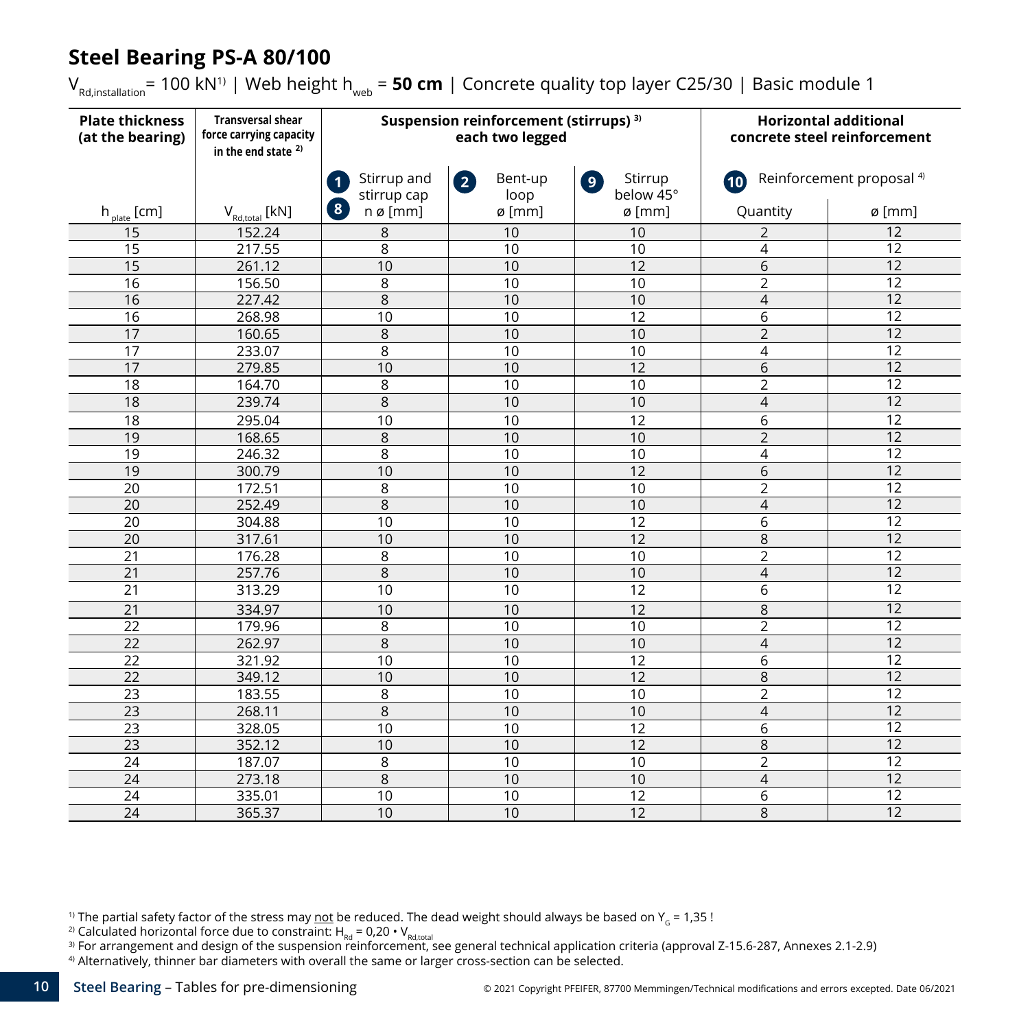# Steel Bearing PS-A 80/100

$V_{Rd,installation}$ = 100 kN[1] | Web height $h_{web}$ = **50 cm** | Concrete quality top layer C25/30 | Basic module 1

| Plate thickness (at the bearing) | Transversal shear force carrying capacity in the end state [2] | Suspension reinforcement (stirrups) [3] each two legged | | | Horizontal additional concrete steel reinforcement | |
|---|---|---|---|---|---|---|
| | | 1 Stirrup and stirrup cap 8 | 2 Bent-up loop | 9 Stirrup below 45° | 10 Reinforcement proposal [4] | |
| $h_{plate}$ [cm] | $V_{Rd,total}$ [kN] | n ø [mm] | ø [mm] | ø [mm] | Quantity | ø [mm] |
| 15 | 152.24 | 8 | 10 | 10 | 2 | 12 |
| 15 | 217.55 | 8 | 10 | 10 | 4 | 12 |
| 15 | 261.12 | 10 | 10 | 12 | 6 | 12 |
| 16 | 156.50 | 8 | 10 | 10 | 2 | 12 |
| 16 | 227.42 | 8 | 10 | 10 | 4 | 12 |
| 16 | 268.98 | 10 | 10 | 12 | 6 | 12 |
| 17 | 160.65 | 8 | 10 | 10 | 2 | 12 |
| 17 | 233.07 | 8 | 10 | 10 | 4 | 12 |
| 17 | 279.85 | 10 | 10 | 12 | 6 | 12 |
| 18 | 164.70 | 8 | 10 | 10 | 2 | 12 |
| 18 | 239.74 | 8 | 10 | 10 | 4 | 12 |
| 18 | 295.04 | 10 | 10 | 12 | 6 | 12 |
| 19 | 168.65 | 8 | 10 | 10 | 2 | 12 |
| 19 | 246.32 | 8 | 10 | 10 | 4 | 12 |
| 19 | 300.79 | 10 | 10 | 12 | 6 | 12 |
| 20 | 172.51 | 8 | 10 | 10 | 2 | 12 |
| 20 | 252.49 | 8 | 10 | 10 | 4 | 12 |
| 20 | 304.88 | 10 | 10 | 12 | 6 | 12 |
| 20 | 317.61 | 10 | 10 | 12 | 8 | 12 |
| 21 | 176.28 | 8 | 10 | 10 | 2 | 12 |
| 21 | 257.76 | 8 | 10 | 10 | 4 | 12 |
| 21 | 313.29 | 10 | 10 | 12 | 6 | 12 |
| 21 | 334.97 | 10 | 10 | 12 | 8 | 12 |
| 22 | 179.96 | 8 | 10 | 10 | 2 | 12 |
| 22 | 262.97 | 8 | 10 | 10 | 4 | 12 |
| 22 | 321.92 | 10 | 10 | 12 | 6 | 12 |
| 22 | 349.12 | 10 | 10 | 12 | 8 | 12 |
| 23 | 183.55 | 8 | 10 | 10 | 2 | 12 |
| 23 | 268.11 | 8 | 10 | 10 | 4 | 12 |
| 23 | 328.05 | 10 | 10 | 12 | 6 | 12 |
| 23 | 352.12 | 10 | 10 | 12 | 8 | 12 |
| 24 | 187.07 | 8 | 10 | 10 | 2 | 12 |
| 24 | 273.18 | 8 | 10 | 10 | 4 | 12 |
| 24 | 335.01 | 10 | 10 | 12 | 6 | 12 |
| 24 | 365.37 | 10 | 10 | 12 | 8 | 12 |

[1] The partial safety factor of the stress may not be reduced. The dead weight should always be based on $\gamma_G$ = 1,35 !
[2] Calculated horizontal force due to constraint: $H_{Rd} = 0{,}20 \cdot V_{Rd,total}$
[3] For arrangement and design of the suspension reinforcement, see general technical application criteria (approval Z-15.6-287, Annexes 2.1-2.9)
[4] Alternatively, thinner bar diameters with overall the same or larger cross-section can be selected.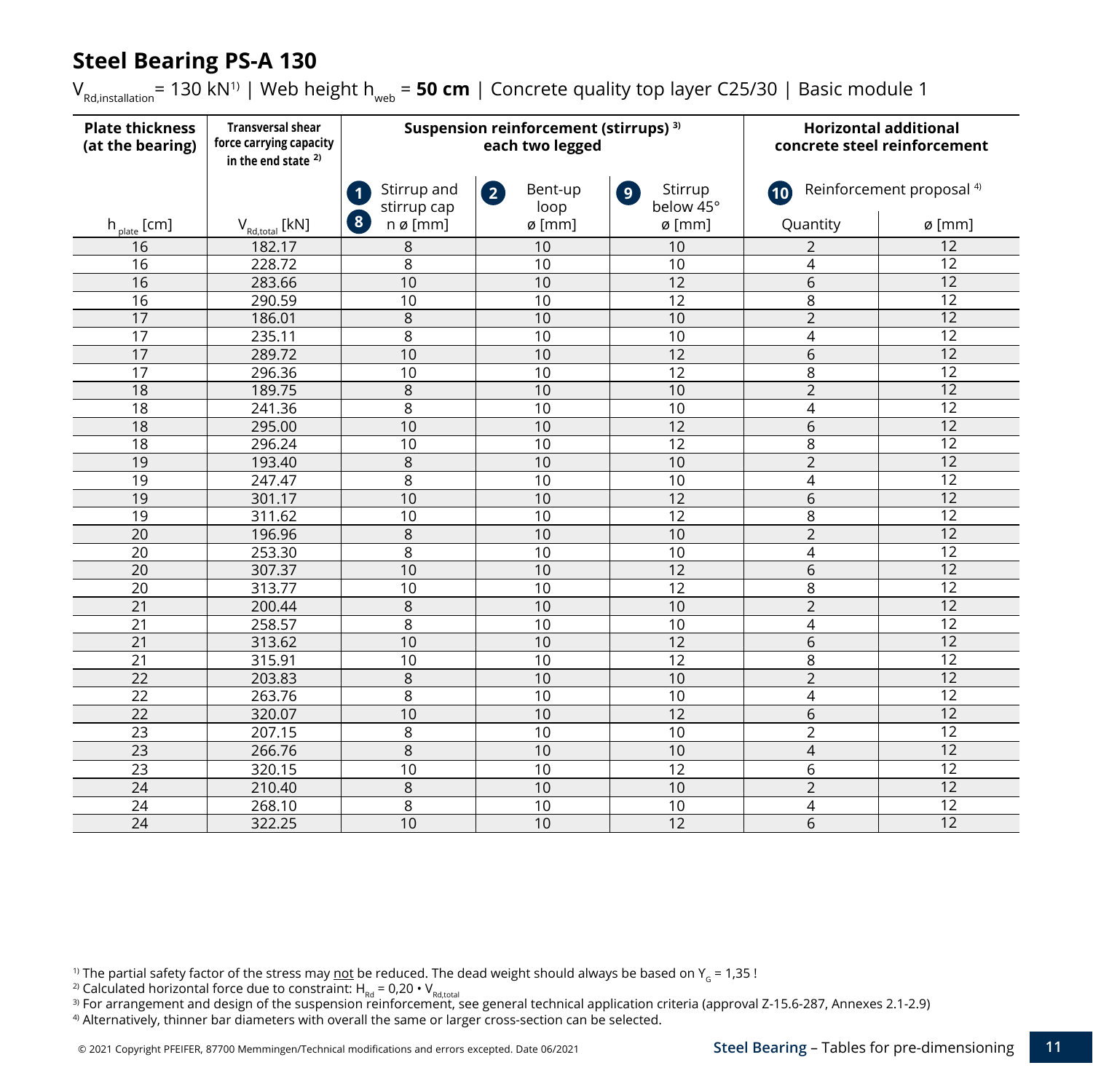# Steel Bearing PS-A 130

$V_{Rd,installation}$ = 130 kN[1] | Web height $h_{web}$ = **50 cm** | Concrete quality top layer C25/30 | Basic module 1

| **Plate thickness (at the bearing)** | **Transversal shear force carrying capacity in the end state [2]** | **Suspension reinforcement (stirrups) [3] each two legged** | | | **Horizontal additional concrete steel reinforcement** | |
|---|---|---|---|---|---|---|
| | | 1 Stirrup and stirrup cap 8 | 2 Bent-up loop | 9 Stirrup below 45° | 10 Reinforcement proposal [4] | |
| $h_{plate}$ [cm] | $V_{Rd,total}$ [kN] | n ø [mm] | ø [mm] | ø [mm] | Quantity | ø [mm] |
| 16 | 182.17 | 8 | 10 | 10 | 2 | 12 |
| 16 | 228.72 | 8 | 10 | 10 | 4 | 12 |
| 16 | 283.66 | 10 | 10 | 12 | 6 | 12 |
| 16 | 290.59 | 10 | 10 | 12 | 8 | 12 |
| 17 | 186.01 | 8 | 10 | 10 | 2 | 12 |
| 17 | 235.11 | 8 | 10 | 10 | 4 | 12 |
| 17 | 289.72 | 10 | 10 | 12 | 6 | 12 |
| 17 | 296.36 | 10 | 10 | 12 | 8 | 12 |
| 18 | 189.75 | 8 | 10 | 10 | 2 | 12 |
| 18 | 241.36 | 8 | 10 | 10 | 4 | 12 |
| 18 | 295.00 | 10 | 10 | 12 | 6 | 12 |
| 18 | 296.24 | 10 | 10 | 12 | 8 | 12 |
| 19 | 193.40 | 8 | 10 | 10 | 2 | 12 |
| 19 | 247.47 | 8 | 10 | 10 | 4 | 12 |
| 19 | 301.17 | 10 | 10 | 12 | 6 | 12 |
| 19 | 311.62 | 10 | 10 | 12 | 8 | 12 |
| 20 | 196.96 | 8 | 10 | 10 | 2 | 12 |
| 20 | 253.30 | 8 | 10 | 10 | 4 | 12 |
| 20 | 307.37 | 10 | 10 | 12 | 6 | 12 |
| 20 | 313.77 | 10 | 10 | 12 | 8 | 12 |
| 21 | 200.44 | 8 | 10 | 10 | 2 | 12 |
| 21 | 258.57 | 8 | 10 | 10 | 4 | 12 |
| 21 | 313.62 | 10 | 10 | 12 | 6 | 12 |
| 21 | 315.91 | 10 | 10 | 12 | 8 | 12 |
| 22 | 203.83 | 8 | 10 | 10 | 2 | 12 |
| 22 | 263.76 | 8 | 10 | 10 | 4 | 12 |
| 22 | 320.07 | 10 | 10 | 12 | 6 | 12 |
| 23 | 207.15 | 8 | 10 | 10 | 2 | 12 |
| 23 | 266.76 | 8 | 10 | 10 | 4 | 12 |
| 23 | 320.15 | 10 | 10 | 12 | 6 | 12 |
| 24 | 210.40 | 8 | 10 | 10 | 2 | 12 |
| 24 | 268.10 | 8 | 10 | 10 | 4 | 12 |
| 24 | 322.25 | 10 | 10 | 12 | 6 | 12 |

[1] The partial safety factor of the stress may not be reduced. The dead weight should always be based on $\gamma_G$ = 1,35 !

[2] Calculated horizontal force due to constraint: $H_{Rd} = 0{,}20 \cdot V_{Rd,total}$

[3] For arrangement and design of the suspension reinforcement, see general technical application criteria (approval Z-15.6-287, Annexes 2.1-2.9)

[4] Alternatively, thinner bar diameters with overall the same or larger cross-section can be selected.

© 2021 Copyright PFEIFER, 87700 Memmingen/Technical modifications and errors excepted. Date 06/2021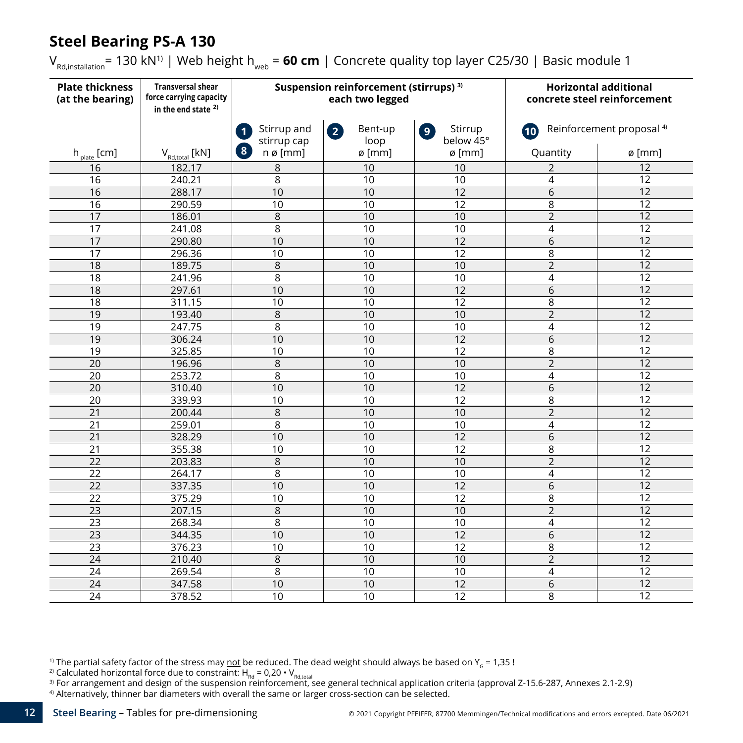# Steel Bearing PS-A 130

$V_{Rd,installation}$ = 130 kN[1] | Web height $h_{web}$ = **60 cm** | Concrete quality top layer C25/30 | Basic module 1

| Plate thickness (at the bearing) | Transversal shear force carrying capacity in the end state [2] | Suspension reinforcement (stirrups) [3] each two legged | | | Horizontal additional concrete steel reinforcement | |
|---|---|---|---|---|---|---|
| | | 1 Stirrup and stirrup cap 8 | 2 Bent-up loop | 9 Stirrup below 45° | 10 Reinforcement proposal [4] | |
| $h_{plate}$ [cm] | $V_{Rd,total}$ [kN] | n ø [mm] | ø [mm] | ø [mm] | Quantity | ø [mm] |
| 16 | 182.17 | 8 | 10 | 10 | 2 | 12 |
| 16 | 240.21 | 8 | 10 | 10 | 4 | 12 |
| 16 | 288.17 | 10 | 10 | 12 | 6 | 12 |
| 16 | 290.59 | 10 | 10 | 12 | 8 | 12 |
| 17 | 186.01 | 8 | 10 | 10 | 2 | 12 |
| 17 | 241.08 | 8 | 10 | 10 | 4 | 12 |
| 17 | 290.80 | 10 | 10 | 12 | 6 | 12 |
| 17 | 296.36 | 10 | 10 | 12 | 8 | 12 |
| 18 | 189.75 | 8 | 10 | 10 | 2 | 12 |
| 18 | 241.96 | 8 | 10 | 10 | 4 | 12 |
| 18 | 297.61 | 10 | 10 | 12 | 6 | 12 |
| 18 | 311.15 | 10 | 10 | 12 | 8 | 12 |
| 19 | 193.40 | 8 | 10 | 10 | 2 | 12 |
| 19 | 247.75 | 8 | 10 | 10 | 4 | 12 |
| 19 | 306.24 | 10 | 10 | 12 | 6 | 12 |
| 19 | 325.85 | 10 | 10 | 12 | 8 | 12 |
| 20 | 196.96 | 8 | 10 | 10 | 2 | 12 |
| 20 | 253.72 | 8 | 10 | 10 | 4 | 12 |
| 20 | 310.40 | 10 | 10 | 12 | 6 | 12 |
| 20 | 339.93 | 10 | 10 | 12 | 8 | 12 |
| 21 | 200.44 | 8 | 10 | 10 | 2 | 12 |
| 21 | 259.01 | 8 | 10 | 10 | 4 | 12 |
| 21 | 328.29 | 10 | 10 | 12 | 6 | 12 |
| 21 | 355.38 | 10 | 10 | 12 | 8 | 12 |
| 22 | 203.83 | 8 | 10 | 10 | 2 | 12 |
| 22 | 264.17 | 8 | 10 | 10 | 4 | 12 |
| 22 | 337.35 | 10 | 10 | 12 | 6 | 12 |
| 22 | 375.29 | 10 | 10 | 12 | 8 | 12 |
| 23 | 207.15 | 8 | 10 | 10 | 2 | 12 |
| 23 | 268.34 | 8 | 10 | 10 | 4 | 12 |
| 23 | 344.35 | 10 | 10 | 12 | 6 | 12 |
| 23 | 376.23 | 10 | 10 | 12 | 8 | 12 |
| 24 | 210.40 | 8 | 10 | 10 | 2 | 12 |
| 24 | 269.54 | 8 | 10 | 10 | 4 | 12 |
| 24 | 347.58 | 10 | 10 | 12 | 6 | 12 |
| 24 | 378.52 | 10 | 10 | 12 | 8 | 12 |

[1] The partial safety factor of the stress may not be reduced. The dead weight should always be based on $\gamma_G$ = 1,35 !

[2] Calculated horizontal force due to constraint: $H_{Rd} = 0{,}20 \cdot V_{Rd,total}$

[3] For arrangement and design of the suspension reinforcement, see general technical application criteria (approval Z-15.6-287, Annexes 2.1-2.9)

[4] Alternatively, thinner bar diameters with overall the same or larger cross-section can be selected.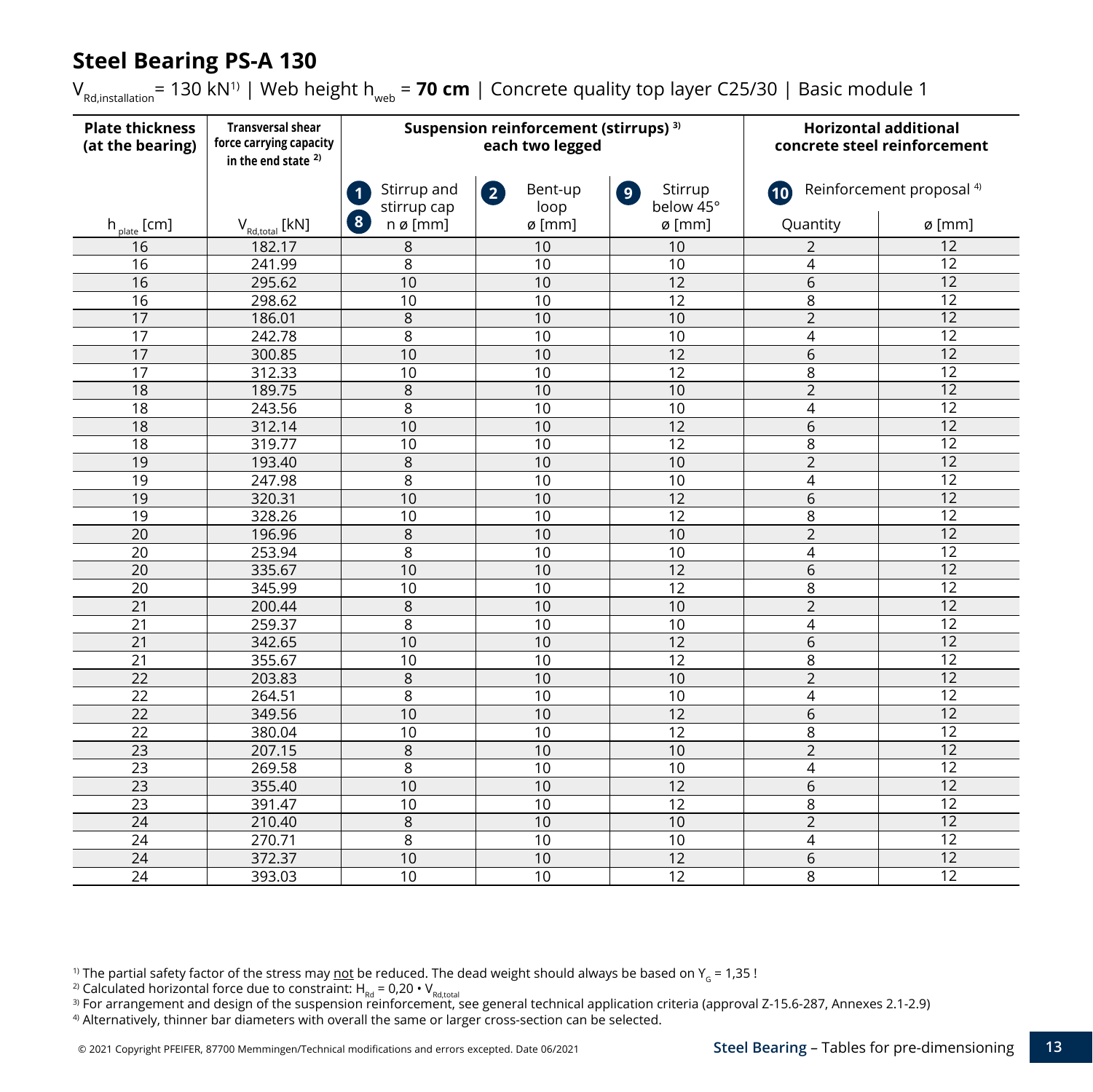# Steel Bearing PS-A 130

$V_{Rd,installation}$ = 130 kN[1] | Web height $h_{web}$ = **70 cm** | Concrete quality top layer C25/30 | Basic module 1

| Plate thickness (at the bearing) | Transversal shear force carrying capacity in the end state [2] | Suspension reinforcement (stirrups) [3] each two legged | | | Horizontal additional concrete steel reinforcement | |
|---|---|---|---|---|---|---|
| | | (1) Stirrup and stirrup cap (8) | (2) Bent-up loop | (9) Stirrup below 45° | (10) Reinforcement proposal [4] | |
| $h_{plate}$ [cm] | $V_{Rd,total}$ [kN] | n ø [mm] | ø [mm] | ø [mm] | Quantity | ø [mm] |
| 16 | 182.17 | 8 | 10 | 10 | 2 | 12 |
| 16 | 241.99 | 8 | 10 | 10 | 4 | 12 |
| 16 | 295.62 | 10 | 10 | 12 | 6 | 12 |
| 16 | 298.62 | 10 | 10 | 12 | 8 | 12 |
| 17 | 186.01 | 8 | 10 | 10 | 2 | 12 |
| 17 | 242.78 | 8 | 10 | 10 | 4 | 12 |
| 17 | 300.85 | 10 | 10 | 12 | 6 | 12 |
| 17 | 312.33 | 10 | 10 | 12 | 8 | 12 |
| 18 | 189.75 | 8 | 10 | 10 | 2 | 12 |
| 18 | 243.56 | 8 | 10 | 10 | 4 | 12 |
| 18 | 312.14 | 10 | 10 | 12 | 6 | 12 |
| 18 | 319.77 | 10 | 10 | 12 | 8 | 12 |
| 19 | 193.40 | 8 | 10 | 10 | 2 | 12 |
| 19 | 247.98 | 8 | 10 | 10 | 4 | 12 |
| 19 | 320.31 | 10 | 10 | 12 | 6 | 12 |
| 19 | 328.26 | 10 | 10 | 12 | 8 | 12 |
| 20 | 196.96 | 8 | 10 | 10 | 2 | 12 |
| 20 | 253.94 | 8 | 10 | 10 | 4 | 12 |
| 20 | 335.67 | 10 | 10 | 12 | 6 | 12 |
| 20 | 345.99 | 10 | 10 | 12 | 8 | 12 |
| 21 | 200.44 | 8 | 10 | 10 | 2 | 12 |
| 21 | 259.37 | 8 | 10 | 10 | 4 | 12 |
| 21 | 342.65 | 10 | 10 | 12 | 6 | 12 |
| 21 | 355.67 | 10 | 10 | 12 | 8 | 12 |
| 22 | 203.83 | 8 | 10 | 10 | 2 | 12 |
| 22 | 264.51 | 8 | 10 | 10 | 4 | 12 |
| 22 | 349.56 | 10 | 10 | 12 | 6 | 12 |
| 22 | 380.04 | 10 | 10 | 12 | 8 | 12 |
| 23 | 207.15 | 8 | 10 | 10 | 2 | 12 |
| 23 | 269.58 | 8 | 10 | 10 | 4 | 12 |
| 23 | 355.40 | 10 | 10 | 12 | 6 | 12 |
| 23 | 391.47 | 10 | 10 | 12 | 8 | 12 |
| 24 | 210.40 | 8 | 10 | 10 | 2 | 12 |
| 24 | 270.71 | 8 | 10 | 10 | 4 | 12 |
| 24 | 372.37 | 10 | 10 | 12 | 6 | 12 |
| 24 | 393.03 | 10 | 10 | 12 | 8 | 12 |

[1] The partial safety factor of the stress may not be reduced. The dead weight should always be based on $\gamma_G$ = 1,35 !
[2] Calculated horizontal force due to constraint: $H_{Rd} = 0{,}20 \cdot V_{Rd,total}$
[3] For arrangement and design of the suspension reinforcement, see general technical application criteria (approval Z-15.6-287, Annexes 2.1-2.9)
[4] Alternatively, thinner bar diameters with overall the same or larger cross-section can be selected.

© 2021 Copyright PFEIFER, 87700 Memmingen/Technical modifications and errors excepted. Date 06/2021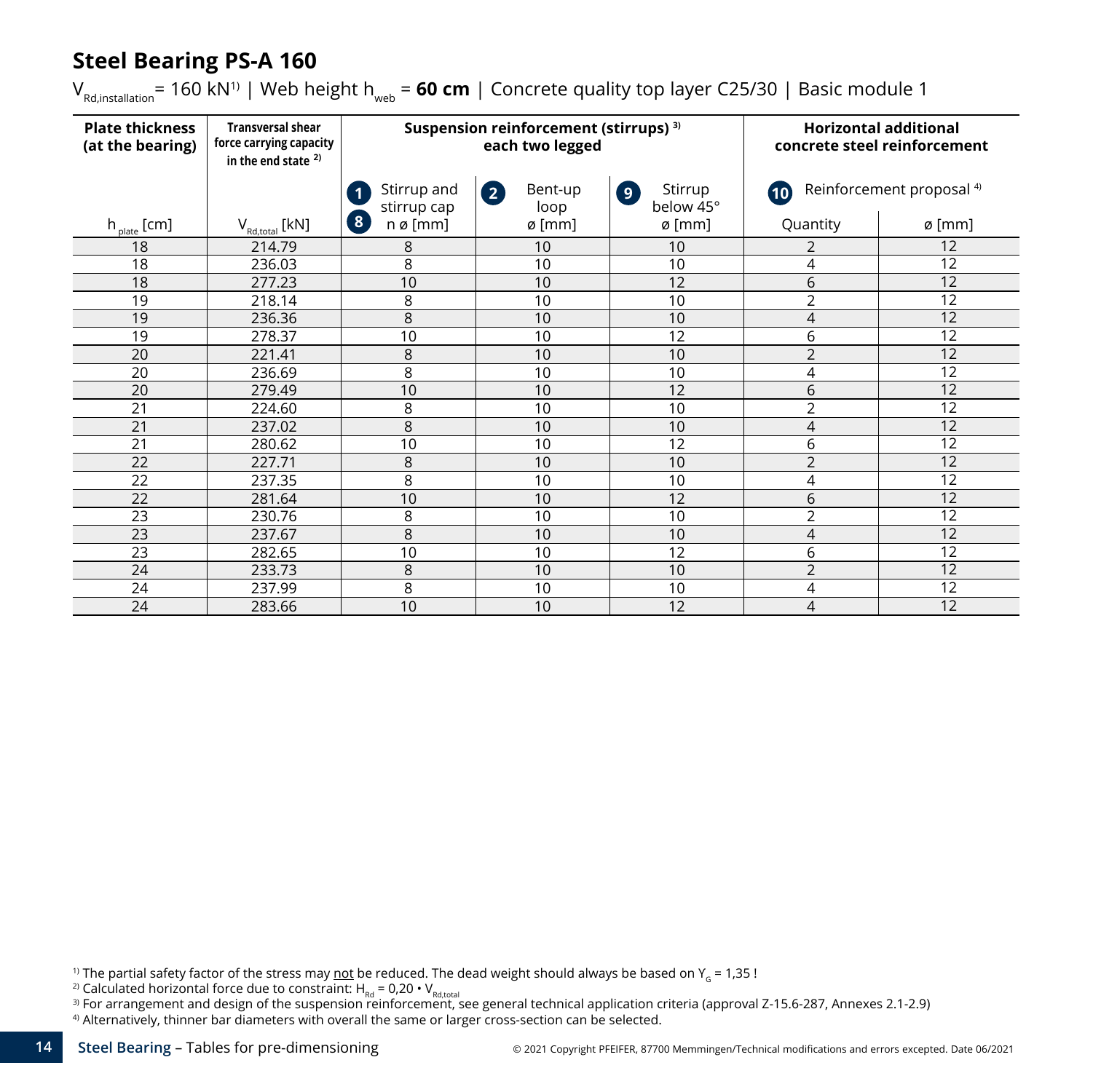# Steel Bearing PS-A 160

$V_{Rd,installation}$ = 160 kN[1] | Web height $h_{web}$ = **60 cm** | Concrete quality top layer C25/30 | Basic module 1

| **Plate thickness (at the bearing)** | **Transversal shear force carrying capacity in the end state** [2] | **Suspension reinforcement (stirrups)** [3] **each two legged** | | | **Horizontal additional concrete steel reinforcement** | |
|---|---|---|---|---|---|---|
| | | 1 Stirrup and stirrup cap 8 | 2 Bent-up loop | 9 Stirrup below 45° | 10 Reinforcement proposal [4] | |
| $h_{plate}$ [cm] | $V_{Rd,total}$ [kN] | n ø [mm] | ø [mm] | ø [mm] | Quantity | ø [mm] |
| 18 | 214.79 | 8 | 10 | 10 | 2 | 12 |
| 18 | 236.03 | 8 | 10 | 10 | 4 | 12 |
| 18 | 277.23 | 10 | 10 | 12 | 6 | 12 |
| 19 | 218.14 | 8 | 10 | 10 | 2 | 12 |
| 19 | 236.36 | 8 | 10 | 10 | 4 | 12 |
| 19 | 278.37 | 10 | 10 | 12 | 6 | 12 |
| 20 | 221.41 | 8 | 10 | 10 | 2 | 12 |
| 20 | 236.69 | 8 | 10 | 10 | 4 | 12 |
| 20 | 279.49 | 10 | 10 | 12 | 6 | 12 |
| 21 | 224.60 | 8 | 10 | 10 | 2 | 12 |
| 21 | 237.02 | 8 | 10 | 10 | 4 | 12 |
| 21 | 280.62 | 10 | 10 | 12 | 6 | 12 |
| 22 | 227.71 | 8 | 10 | 10 | 2 | 12 |
| 22 | 237.35 | 8 | 10 | 10 | 4 | 12 |
| 22 | 281.64 | 10 | 10 | 12 | 6 | 12 |
| 23 | 230.76 | 8 | 10 | 10 | 2 | 12 |
| 23 | 237.67 | 8 | 10 | 10 | 4 | 12 |
| 23 | 282.65 | 10 | 10 | 12 | 6 | 12 |
| 24 | 233.73 | 8 | 10 | 10 | 2 | 12 |
| 24 | 237.99 | 8 | 10 | 10 | 4 | 12 |
| 24 | 283.66 | 10 | 10 | 12 | 4 | 12 |

[1] The partial safety factor of the stress may not be reduced. The dead weight should always be based on $\gamma_G$ = 1,35 !

[2] Calculated horizontal force due to constraint: $H_{Rd} = 0{,}20 \cdot V_{Rd,total}$

[3] For arrangement and design of the suspension reinforcement, see general technical application criteria (approval Z-15.6-287, Annexes 2.1-2.9)

[4] Alternatively, thinner bar diameters with overall the same or larger cross-section can be selected.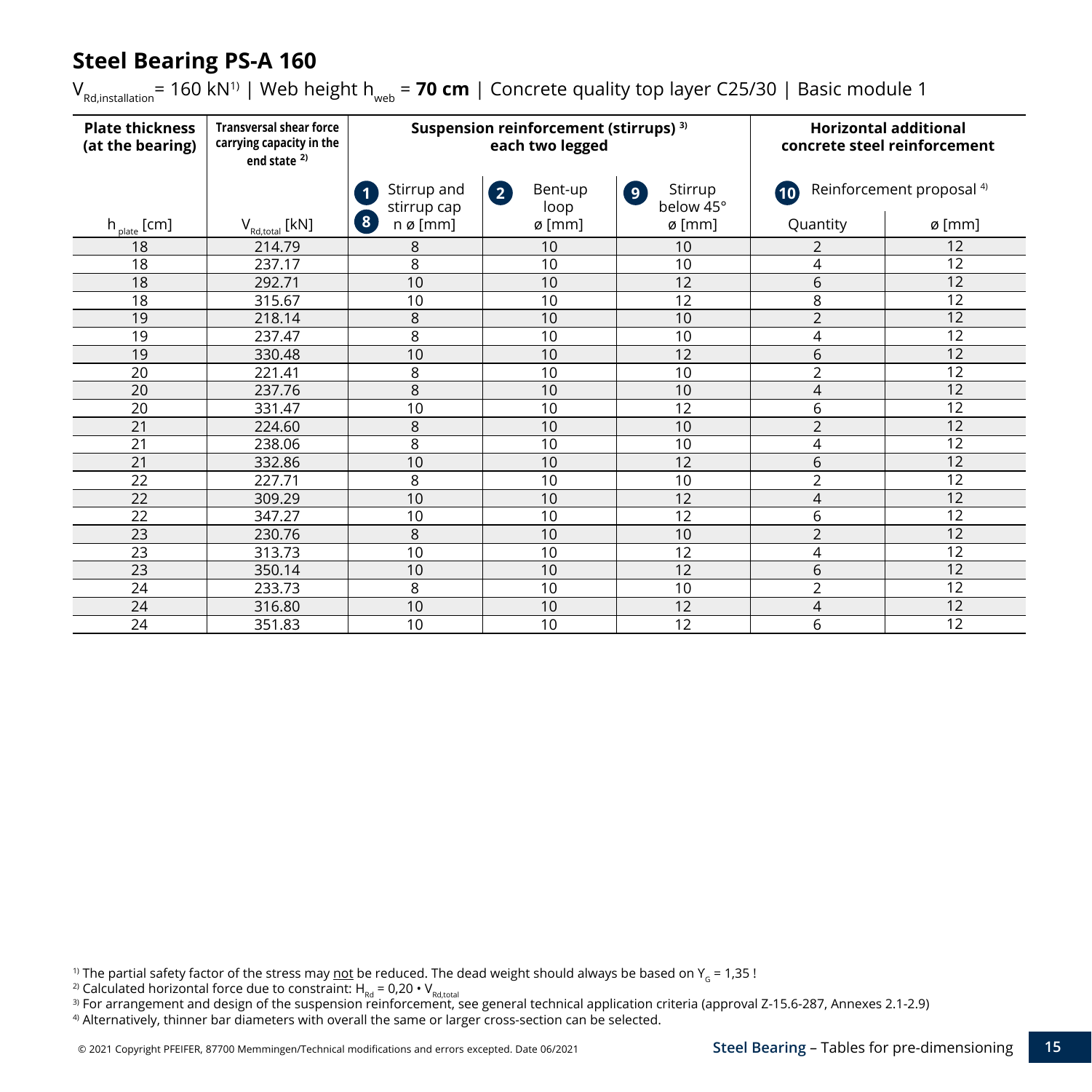# Steel Bearing PS-A 160

$V_{Rd,installation}$ = 160 kN[1] | Web height $h_{web}$ = **70 cm** | Concrete quality top layer C25/30 | Basic module 1

| **Plate thickness (at the bearing)** | **Transversal shear force carrying capacity in the end state** [2] | **Suspension reinforcement (stirrups)** [3] **each two legged** | | | **Horizontal additional concrete steel reinforcement** | |
|---|---|---|---|---|---|---|
| | | (1) Stirrup and stirrup cap (8) | (2) Bent-up loop | (9) Stirrup below 45° | (10) Reinforcement proposal [4] | |
| $h_{plate}$ [cm] | $V_{Rd,total}$ [kN] | n ø [mm] | ø [mm] | ø [mm] | Quantity | ø [mm] |
| 18 | 214.79 | 8 | 10 | 10 | 2 | 12 |
| 18 | 237.17 | 8 | 10 | 10 | 4 | 12 |
| 18 | 292.71 | 10 | 10 | 12 | 6 | 12 |
| 18 | 315.67 | 10 | 10 | 12 | 8 | 12 |
| 19 | 218.14 | 8 | 10 | 10 | 2 | 12 |
| 19 | 237.47 | 8 | 10 | 10 | 4 | 12 |
| 19 | 330.48 | 10 | 10 | 12 | 6 | 12 |
| 20 | 221.41 | 8 | 10 | 10 | 2 | 12 |
| 20 | 237.76 | 8 | 10 | 10 | 4 | 12 |
| 20 | 331.47 | 10 | 10 | 12 | 6 | 12 |
| 21 | 224.60 | 8 | 10 | 10 | 2 | 12 |
| 21 | 238.06 | 8 | 10 | 10 | 4 | 12 |
| 21 | 332.86 | 10 | 10 | 12 | 6 | 12 |
| 22 | 227.71 | 8 | 10 | 10 | 2 | 12 |
| 22 | 309.29 | 10 | 10 | 12 | 4 | 12 |
| 22 | 347.27 | 10 | 10 | 12 | 6 | 12 |
| 23 | 230.76 | 8 | 10 | 10 | 2 | 12 |
| 23 | 313.73 | 10 | 10 | 12 | 4 | 12 |
| 23 | 350.14 | 10 | 10 | 12 | 6 | 12 |
| 24 | 233.73 | 8 | 10 | 10 | 2 | 12 |
| 24 | 316.80 | 10 | 10 | 12 | 4 | 12 |
| 24 | 351.83 | 10 | 10 | 12 | 6 | 12 |

[1] The partial safety factor of the stress may not be reduced. The dead weight should always be based on $\gamma_G$ = 1,35 !
[2] Calculated horizontal force due to constraint: $H_{Rd} = 0{,}20 \cdot V_{Rd,total}$
[3] For arrangement and design of the suspension reinforcement, see general technical application criteria (approval Z-15.6-287, Annexes 2.1-2.9)
[4] Alternatively, thinner bar diameters with overall the same or larger cross-section can be selected.

© 2021 Copyright PFEIFER, 87700 Memmingen/Technical modifications and errors excepted. Date 06/2021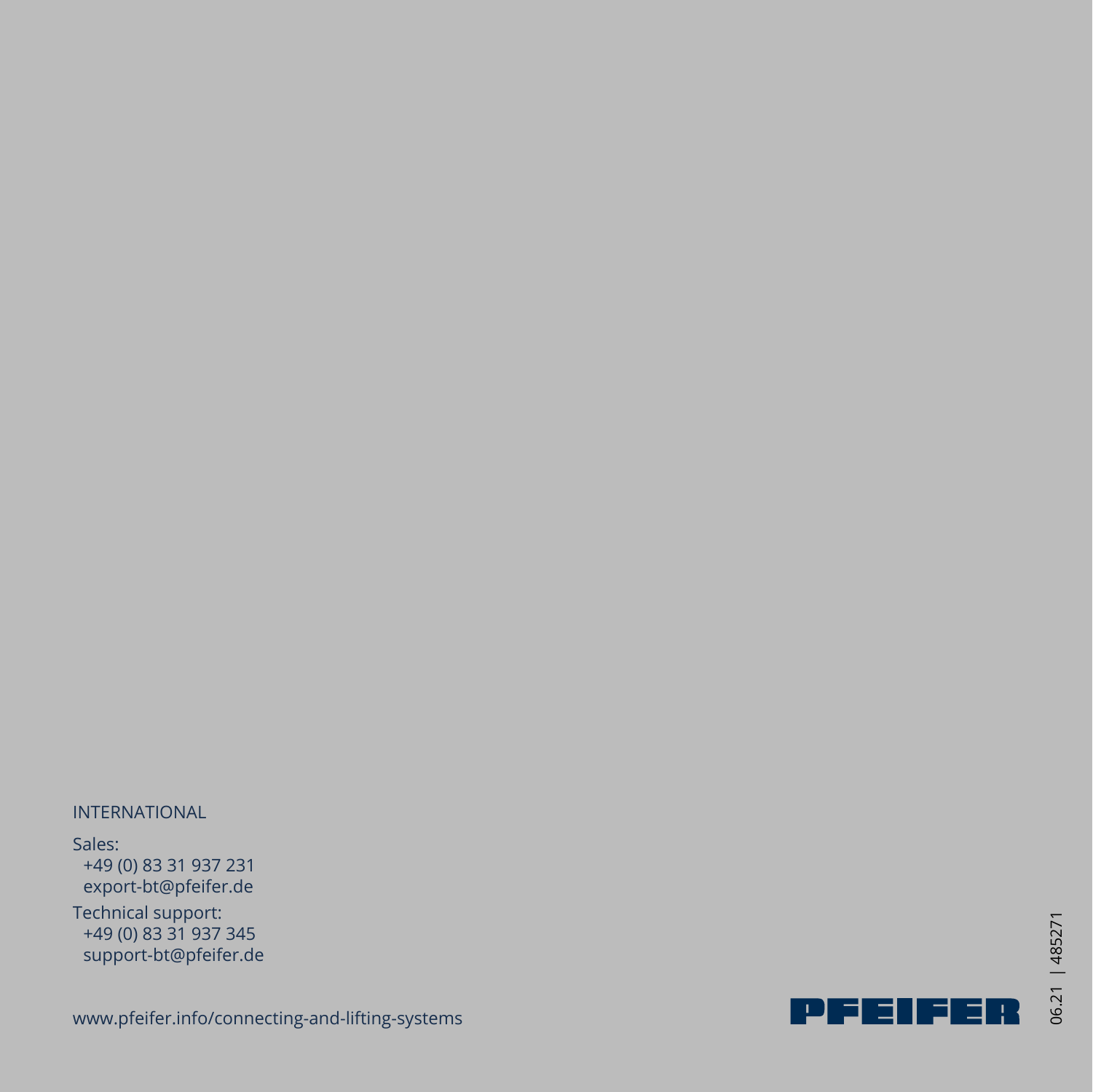INTERNATIONAL

Sales:
+49 (0) 83 31 937 231
export-bt@pfeifer.de

Technical support:
+49 (0) 83 31 937 345
support-bt@pfeifer.de

www.pfeifer.info/connecting-and-lifting-systems

PFEIFER

06.21 | 485271